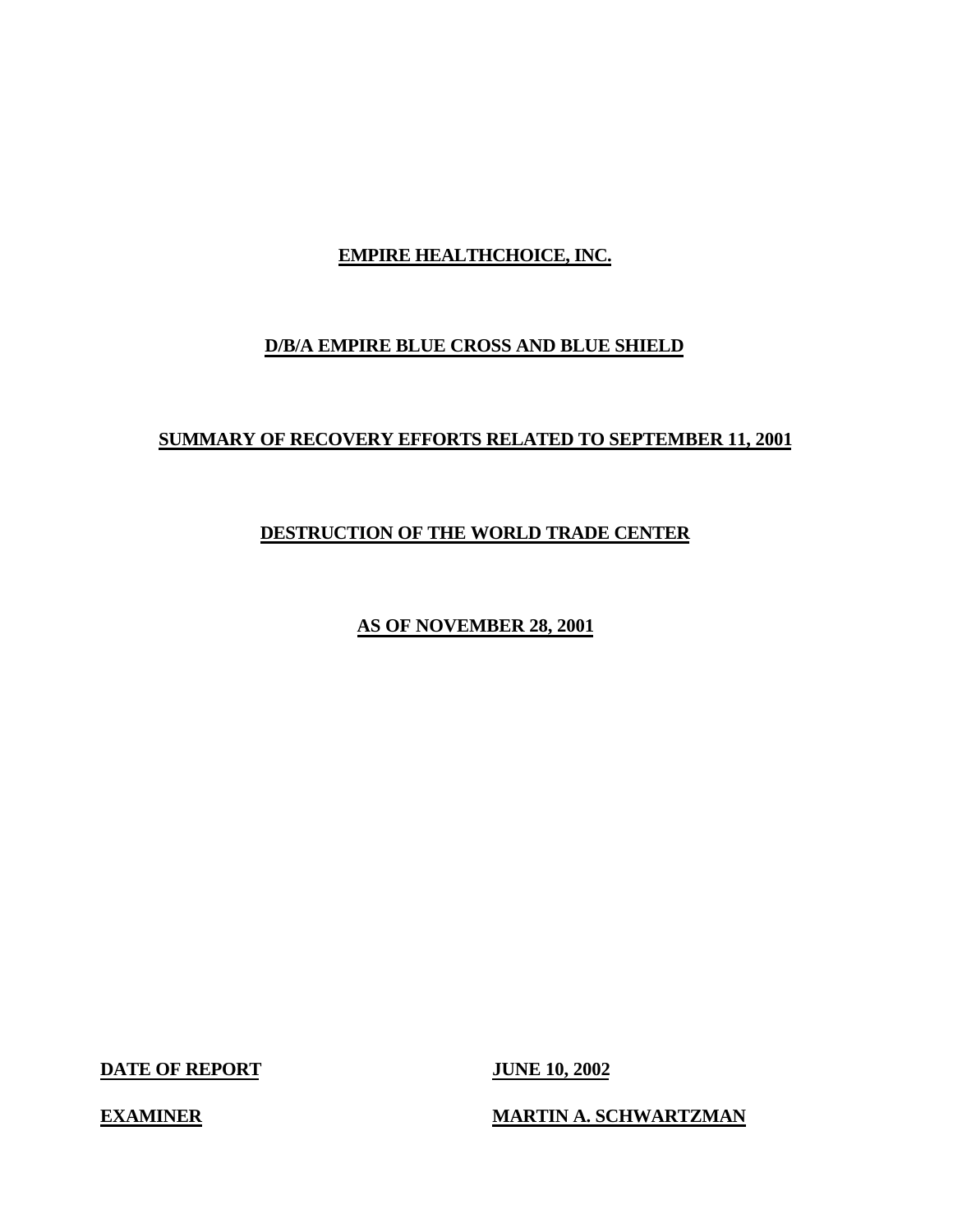**EMPIRE HEALTHCHOICE, INC.**

**D/B/A EMPIRE BLUE CROSS AND BLUE SHIELD**

**SUMMARY OF RECOVERY EFFORTS RELATED TO SEPTEMBER 11, 2001**

**DESTRUCTION OF THE WORLD TRADE CENTER**

**AS OF NOVEMBER 28, 2001**

| | |
|---|---|
| **DATE OF REPORT** | **JUNE 10, 2002** |
| **EXAMINER** | **MARTIN A. SCHWARTZMAN** |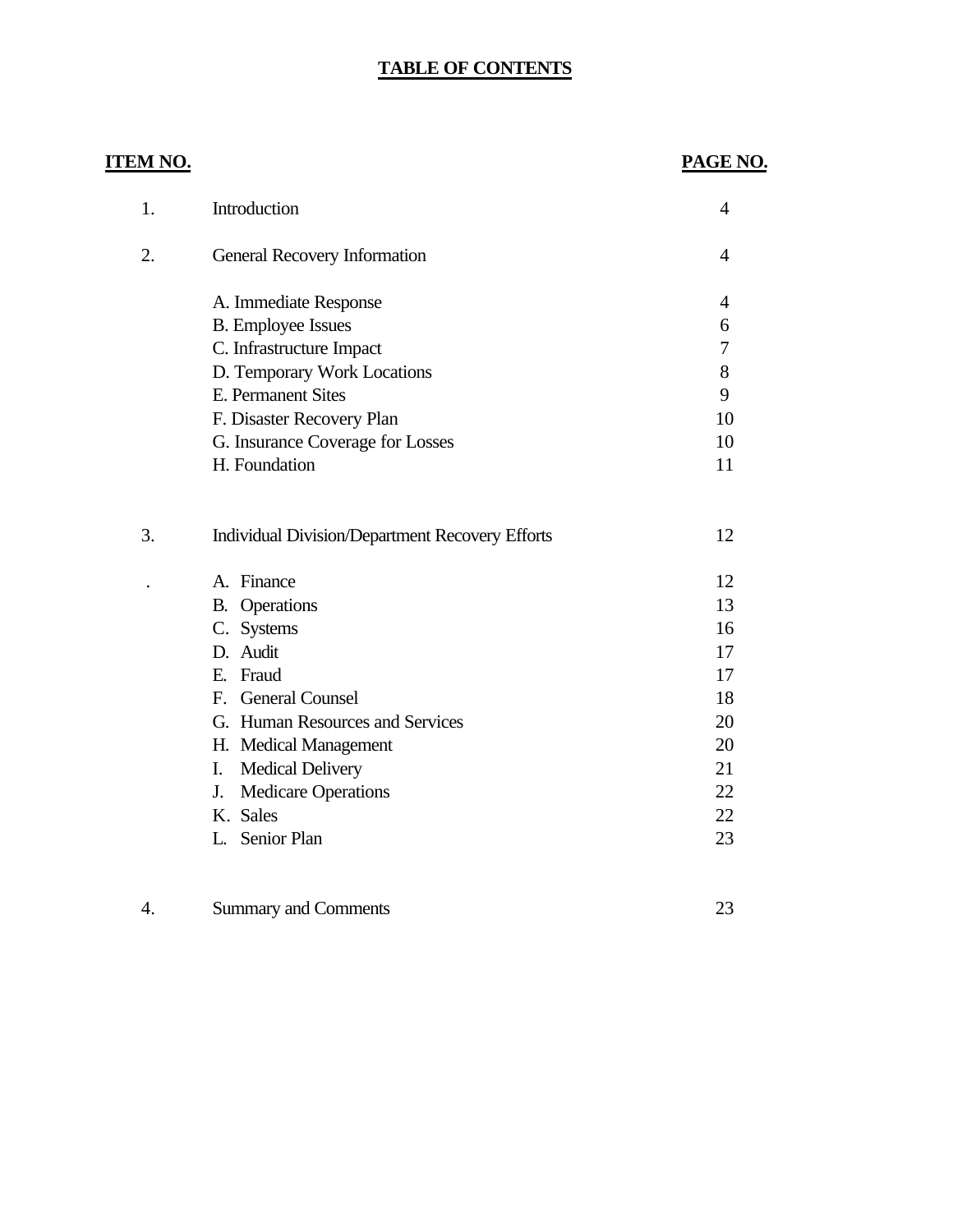# TABLE OF CONTENTS

| ITEM NO. | | PAGE NO. |
|---|---|---|
| 1. | Introduction | 4 |
| 2. | General Recovery Information | 4 |
| | A. Immediate Response | 4 |
| | B. Employee Issues | 6 |
| | C. Infrastructure Impact | 7 |
| | D. Temporary Work Locations | 8 |
| | E. Permanent Sites | 9 |
| | F. Disaster Recovery Plan | 10 |
| | G. Insurance Coverage for Losses | 10 |
| | H. Foundation | 11 |
| 3. | Individual Division/Department Recovery Efforts | 12 |
| . | A. Finance | 12 |
| | B. Operations | 13 |
| | C. Systems | 16 |
| | D. Audit | 17 |
| | E. Fraud | 17 |
| | F. General Counsel | 18 |
| | G. Human Resources and Services | 20 |
| | H. Medical Management | 20 |
| | I. Medical Delivery | 21 |
| | J. Medicare Operations | 22 |
| | K. Sales | 22 |
| | L. Senior Plan | 23 |
| 4. | Summary and Comments | 23 |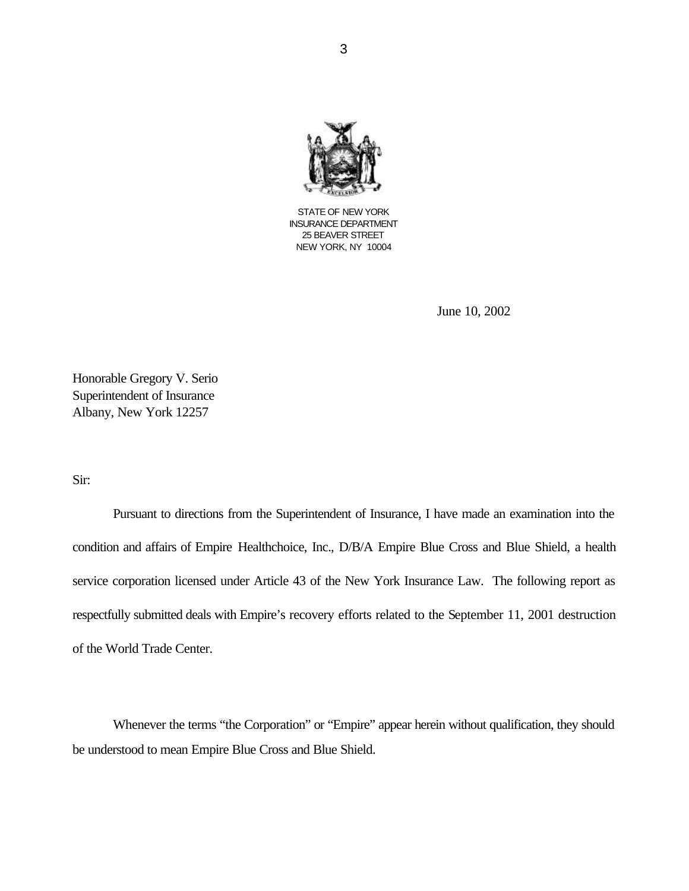STATE OF NEW YORK
INSURANCE DEPARTMENT
25 BEAVER STREET
NEW YORK, NY 10004

June 10, 2002

Honorable Gregory V. Serio
Superintendent of Insurance
Albany, New York 12257

Sir:

Pursuant to directions from the Superintendent of Insurance, I have made an examination into the condition and affairs of Empire Healthchoice, Inc., D/B/A Empire Blue Cross and Blue Shield, a health service corporation licensed under Article 43 of the New York Insurance Law. The following report as respectfully submitted deals with Empire's recovery efforts related to the September 11, 2001 destruction of the World Trade Center.

Whenever the terms "the Corporation" or "Empire" appear herein without qualification, they should be understood to mean Empire Blue Cross and Blue Shield.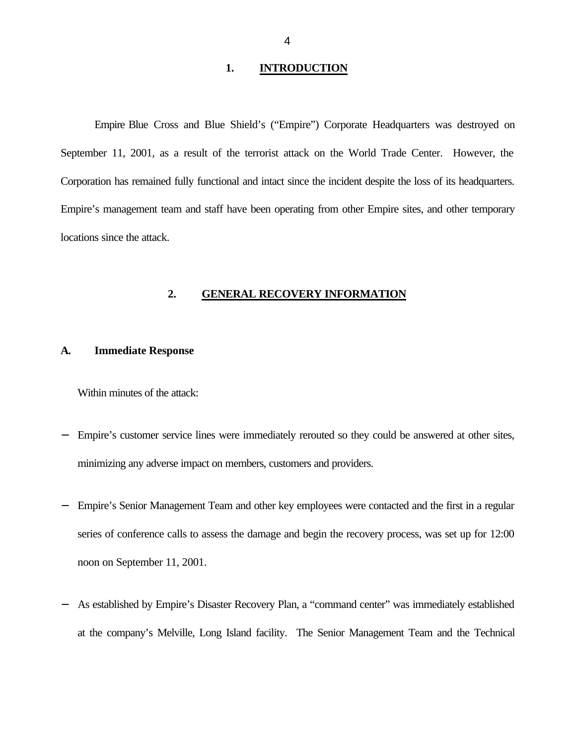# 1. INTRODUCTION

Empire Blue Cross and Blue Shield's ("Empire") Corporate Headquarters was destroyed on September 11, 2001, as a result of the terrorist attack on the World Trade Center. However, the Corporation has remained fully functional and intact since the incident despite the loss of its headquarters. Empire's management team and staff have been operating from other Empire sites, and other temporary locations since the attack.

# 2. GENERAL RECOVERY INFORMATION

## A. Immediate Response

Within minutes of the attack:

- Empire's customer service lines were immediately rerouted so they could be answered at other sites, minimizing any adverse impact on members, customers and providers.
- Empire's Senior Management Team and other key employees were contacted and the first in a regular series of conference calls to assess the damage and begin the recovery process, was set up for 12:00 noon on September 11, 2001.
- As established by Empire's Disaster Recovery Plan, a "command center" was immediately established at the company's Melville, Long Island facility. The Senior Management Team and the Technical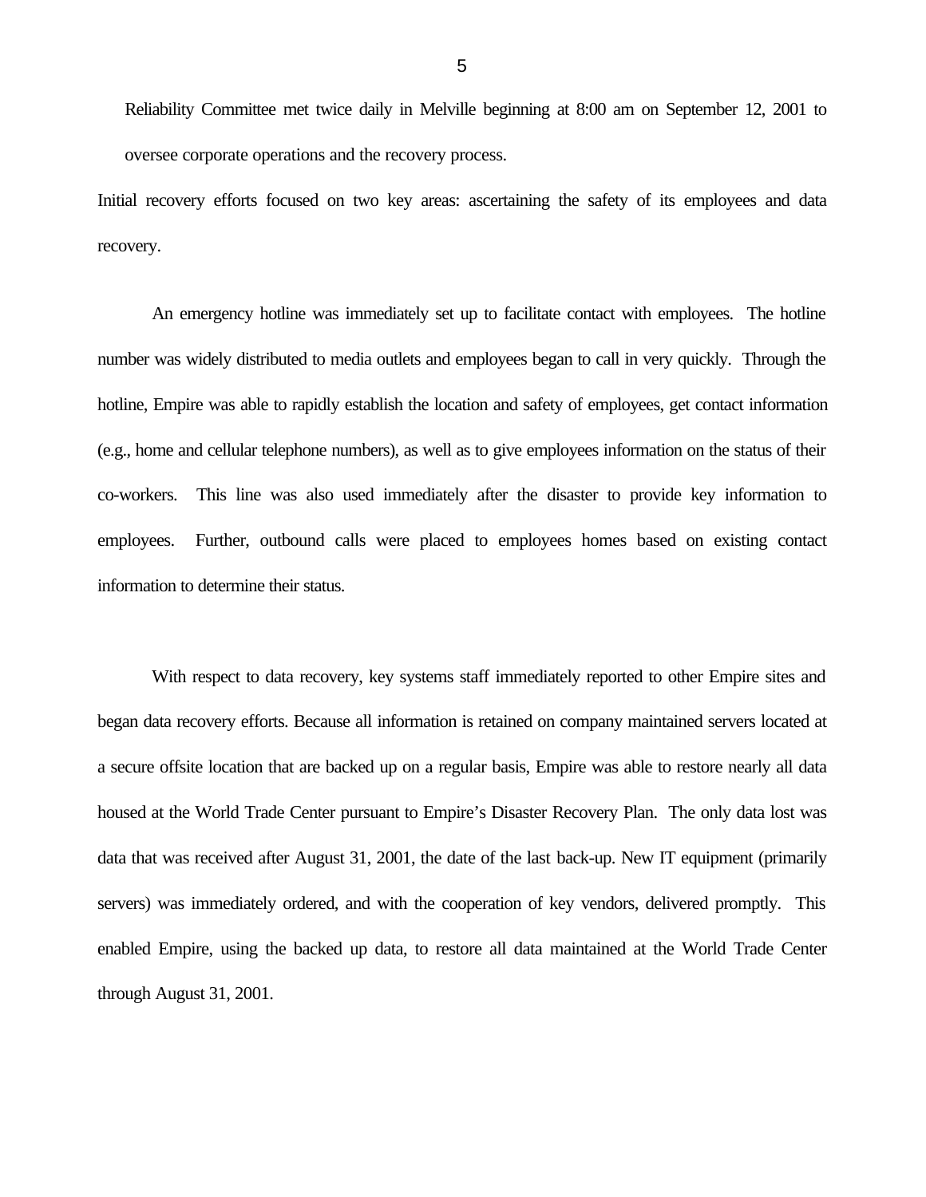Reliability Committee met twice daily in Melville beginning at 8:00 am on September 12, 2001 to oversee corporate operations and the recovery process.

Initial recovery efforts focused on two key areas: ascertaining the safety of its employees and data recovery.

An emergency hotline was immediately set up to facilitate contact with employees. The hotline number was widely distributed to media outlets and employees began to call in very quickly. Through the hotline, Empire was able to rapidly establish the location and safety of employees, get contact information (e.g., home and cellular telephone numbers), as well as to give employees information on the status of their co-workers. This line was also used immediately after the disaster to provide key information to employees. Further, outbound calls were placed to employees homes based on existing contact information to determine their status.

With respect to data recovery, key systems staff immediately reported to other Empire sites and began data recovery efforts. Because all information is retained on company maintained servers located at a secure offsite location that are backed up on a regular basis, Empire was able to restore nearly all data housed at the World Trade Center pursuant to Empire's Disaster Recovery Plan. The only data lost was data that was received after August 31, 2001, the date of the last back-up. New IT equipment (primarily servers) was immediately ordered, and with the cooperation of key vendors, delivered promptly. This enabled Empire, using the backed up data, to restore all data maintained at the World Trade Center through August 31, 2001.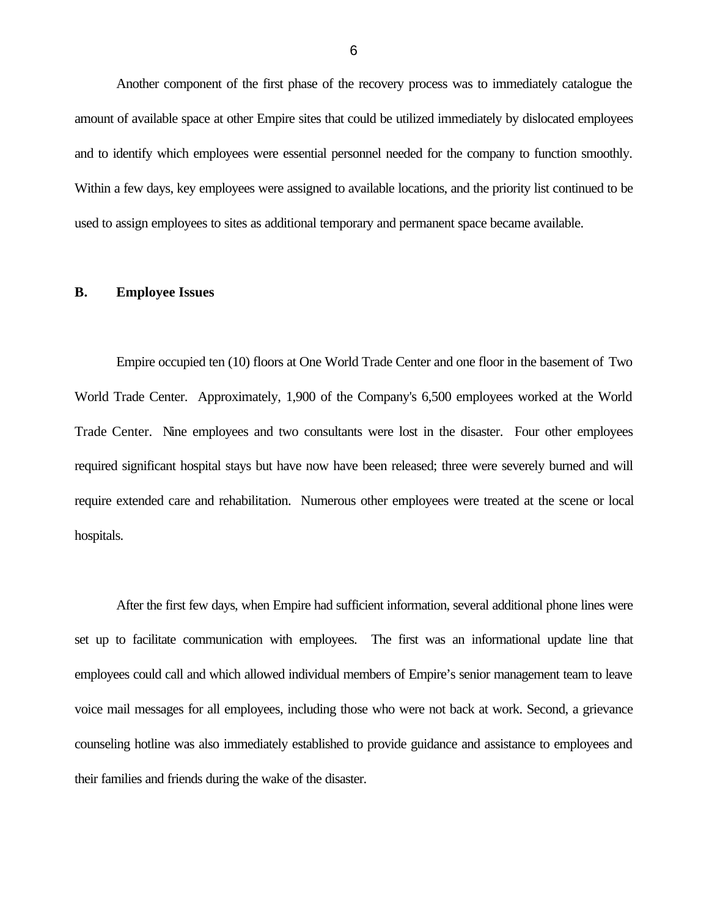Another component of the first phase of the recovery process was to immediately catalogue the amount of available space at other Empire sites that could be utilized immediately by dislocated employees and to identify which employees were essential personnel needed for the company to function smoothly. Within a few days, key employees were assigned to available locations, and the priority list continued to be used to assign employees to sites as additional temporary and permanent space became available.

## B. Employee Issues

Empire occupied ten (10) floors at One World Trade Center and one floor in the basement of Two World Trade Center. Approximately, 1,900 of the Company's 6,500 employees worked at the World Trade Center. Nine employees and two consultants were lost in the disaster. Four other employees required significant hospital stays but have now have been released; three were severely burned and will require extended care and rehabilitation. Numerous other employees were treated at the scene or local hospitals.

After the first few days, when Empire had sufficient information, several additional phone lines were set up to facilitate communication with employees. The first was an informational update line that employees could call and which allowed individual members of Empire's senior management team to leave voice mail messages for all employees, including those who were not back at work. Second, a grievance counseling hotline was also immediately established to provide guidance and assistance to employees and their families and friends during the wake of the disaster.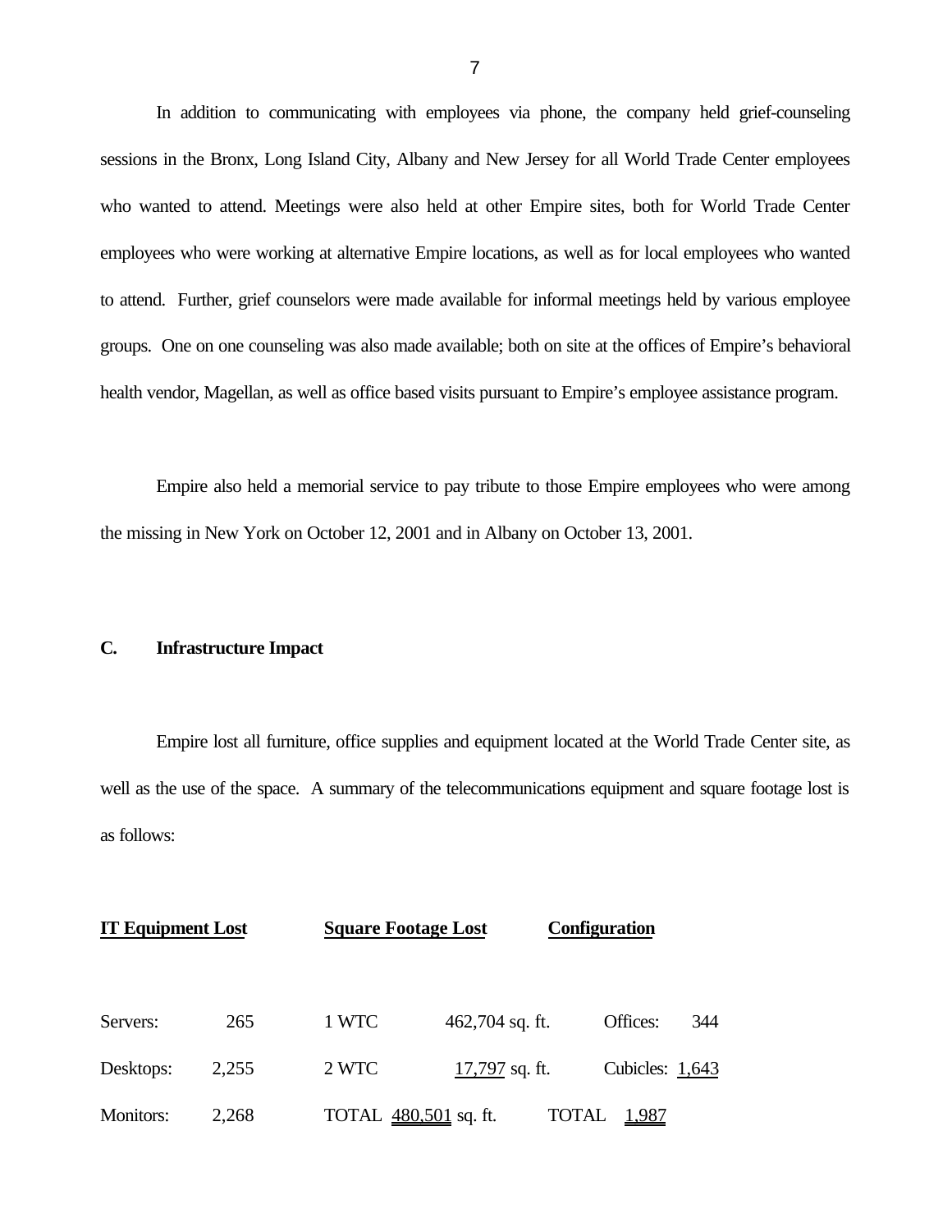In addition to communicating with employees via phone, the company held grief-counseling sessions in the Bronx, Long Island City, Albany and New Jersey for all World Trade Center employees who wanted to attend. Meetings were also held at other Empire sites, both for World Trade Center employees who were working at alternative Empire locations, as well as for local employees who wanted to attend. Further, grief counselors were made available for informal meetings held by various employee groups. One on one counseling was also made available; both on site at the offices of Empire's behavioral health vendor, Magellan, as well as office based visits pursuant to Empire's employee assistance program.

Empire also held a memorial service to pay tribute to those Empire employees who were among the missing in New York on October 12, 2001 and in Albany on October 13, 2001.

## C. Infrastructure Impact

Empire lost all furniture, office supplies and equipment located at the World Trade Center site, as well as the use of the space. A summary of the telecommunications equipment and square footage lost is as follows:

| **IT Equipment Lost** | | **Square Footage Lost** | | **Configuration** | |
|---|---|---|---|---|---|
| Servers: | 265 | 1 WTC | 462,704 sq. ft. | Offices: | 344 |
| Desktops: | 2,255 | 2 WTC | 17,797 sq. ft. | Cubicles: | 1,643 |
| Monitors: | 2,268 | TOTAL | 480,501 sq. ft. | TOTAL | 1,987 |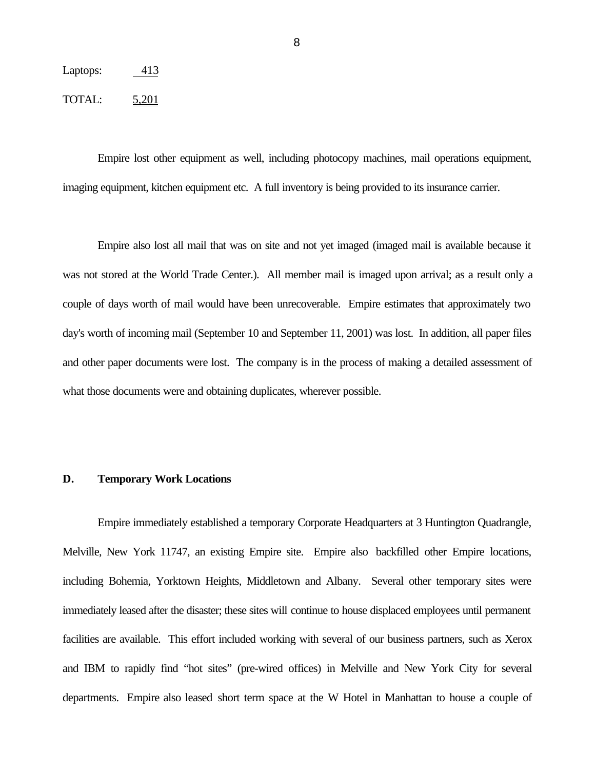| | |
|---|---|
| Laptops: | 413 |
| TOTAL: | 5,201 |

Empire lost other equipment as well, including photocopy machines, mail operations equipment, imaging equipment, kitchen equipment etc. A full inventory is being provided to its insurance carrier.

Empire also lost all mail that was on site and not yet imaged (imaged mail is available because it was not stored at the World Trade Center.). All member mail is imaged upon arrival; as a result only a couple of days worth of mail would have been unrecoverable. Empire estimates that approximately two day's worth of incoming mail (September 10 and September 11, 2001) was lost. In addition, all paper files and other paper documents were lost. The company is in the process of making a detailed assessment of what those documents were and obtaining duplicates, wherever possible.

### D. Temporary Work Locations

Empire immediately established a temporary Corporate Headquarters at 3 Huntington Quadrangle, Melville, New York 11747, an existing Empire site. Empire also backfilled other Empire locations, including Bohemia, Yorktown Heights, Middletown and Albany. Several other temporary sites were immediately leased after the disaster; these sites will continue to house displaced employees until permanent facilities are available. This effort included working with several of our business partners, such as Xerox and IBM to rapidly find "hot sites" (pre-wired offices) in Melville and New York City for several departments. Empire also leased short term space at the W Hotel in Manhattan to house a couple of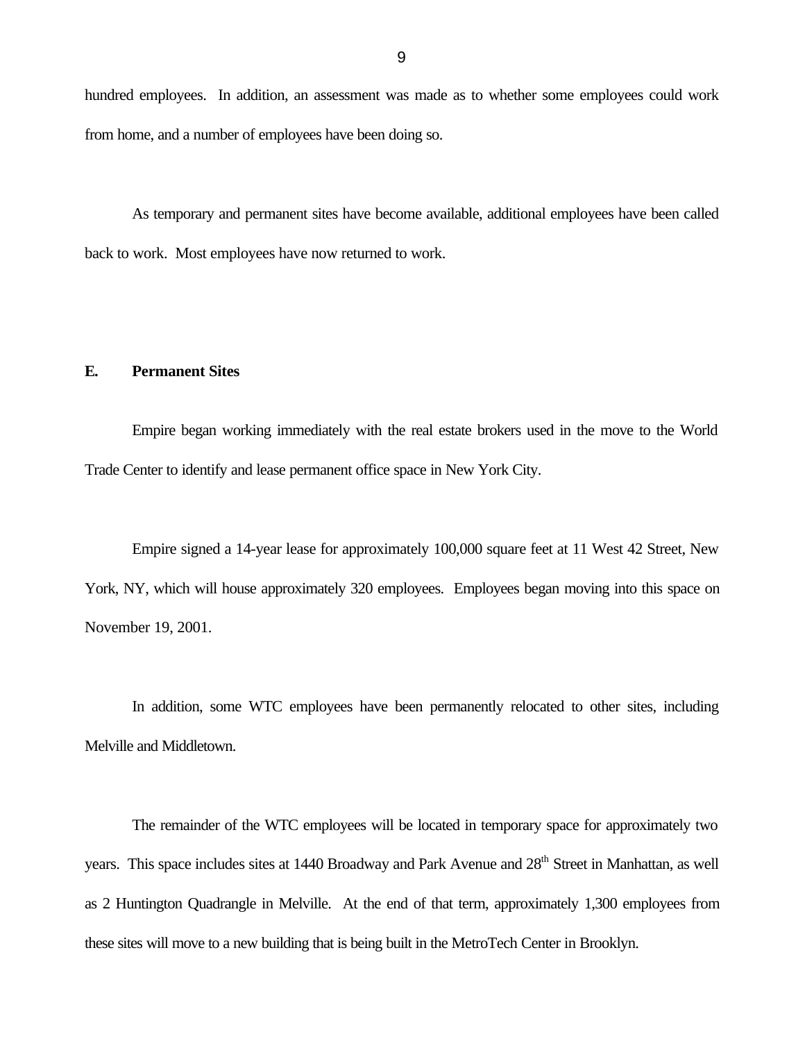hundred employees. In addition, an assessment was made as to whether some employees could work from home, and a number of employees have been doing so.

As temporary and permanent sites have become available, additional employees have been called back to work. Most employees have now returned to work.

### E. Permanent Sites

Empire began working immediately with the real estate brokers used in the move to the World Trade Center to identify and lease permanent office space in New York City.

Empire signed a 14-year lease for approximately 100,000 square feet at 11 West 42 Street, New York, NY, which will house approximately 320 employees. Employees began moving into this space on November 19, 2001.

In addition, some WTC employees have been permanently relocated to other sites, including Melville and Middletown.

The remainder of the WTC employees will be located in temporary space for approximately two years. This space includes sites at 1440 Broadway and Park Avenue and 28th Street in Manhattan, as well as 2 Huntington Quadrangle in Melville. At the end of that term, approximately 1,300 employees from these sites will move to a new building that is being built in the MetroTech Center in Brooklyn.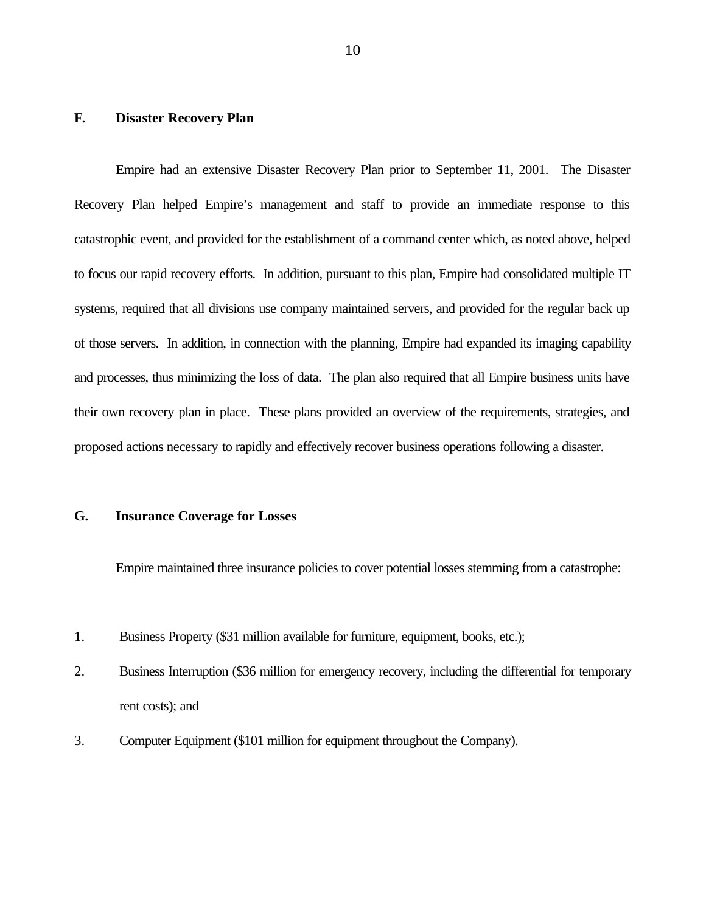## F. Disaster Recovery Plan

Empire had an extensive Disaster Recovery Plan prior to September 11, 2001. The Disaster Recovery Plan helped Empire's management and staff to provide an immediate response to this catastrophic event, and provided for the establishment of a command center which, as noted above, helped to focus our rapid recovery efforts. In addition, pursuant to this plan, Empire had consolidated multiple IT systems, required that all divisions use company maintained servers, and provided for the regular back up of those servers. In addition, in connection with the planning, Empire had expanded its imaging capability and processes, thus minimizing the loss of data. The plan also required that all Empire business units have their own recovery plan in place. These plans provided an overview of the requirements, strategies, and proposed actions necessary to rapidly and effectively recover business operations following a disaster.

## G. Insurance Coverage for Losses

Empire maintained three insurance policies to cover potential losses stemming from a catastrophe:

1. Business Property ($31 million available for furniture, equipment, books, etc.);
2. Business Interruption ($36 million for emergency recovery, including the differential for temporary rent costs); and
3. Computer Equipment ($101 million for equipment throughout the Company).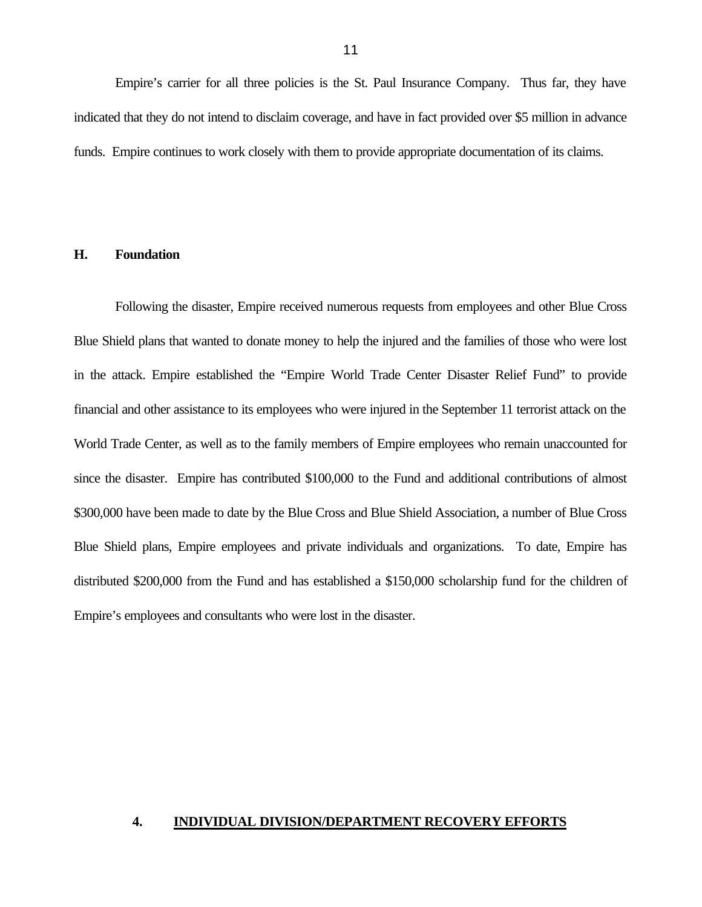Empire's carrier for all three policies is the St. Paul Insurance Company. Thus far, they have indicated that they do not intend to disclaim coverage, and have in fact provided over $5 million in advance funds. Empire continues to work closely with them to provide appropriate documentation of its claims.

### H. Foundation

Following the disaster, Empire received numerous requests from employees and other Blue Cross Blue Shield plans that wanted to donate money to help the injured and the families of those who were lost in the attack. Empire established the "Empire World Trade Center Disaster Relief Fund" to provide financial and other assistance to its employees who were injured in the September 11 terrorist attack on the World Trade Center, as well as to the family members of Empire employees who remain unaccounted for since the disaster. Empire has contributed $100,000 to the Fund and additional contributions of almost $300,000 have been made to date by the Blue Cross and Blue Shield Association, a number of Blue Cross Blue Shield plans, Empire employees and private individuals and organizations. To date, Empire has distributed $200,000 from the Fund and has established a $150,000 scholarship fund for the children of Empire's employees and consultants who were lost in the disaster.

## 4. INDIVIDUAL DIVISION/DEPARTMENT RECOVERY EFFORTS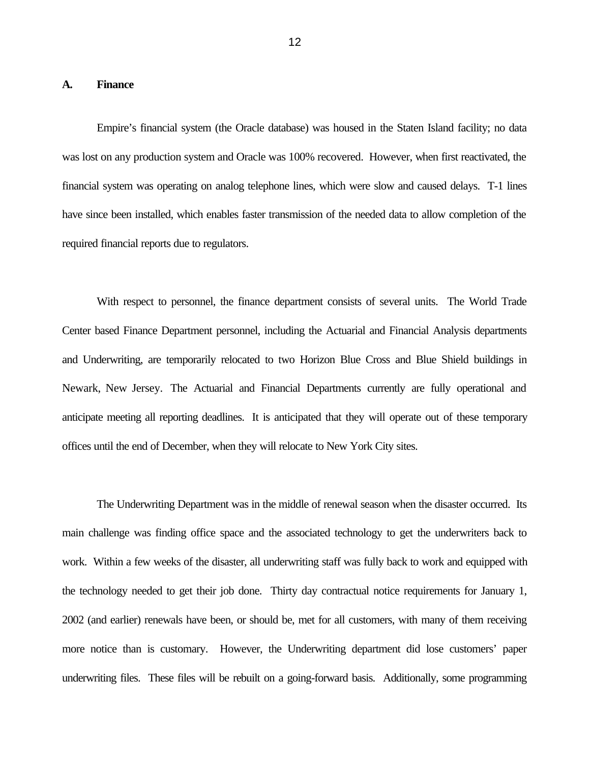## A. Finance

Empire's financial system (the Oracle database) was housed in the Staten Island facility; no data was lost on any production system and Oracle was 100% recovered. However, when first reactivated, the financial system was operating on analog telephone lines, which were slow and caused delays. T-1 lines have since been installed, which enables faster transmission of the needed data to allow completion of the required financial reports due to regulators.

With respect to personnel, the finance department consists of several units. The World Trade Center based Finance Department personnel, including the Actuarial and Financial Analysis departments and Underwriting, are temporarily relocated to two Horizon Blue Cross and Blue Shield buildings in Newark, New Jersey. The Actuarial and Financial Departments currently are fully operational and anticipate meeting all reporting deadlines. It is anticipated that they will operate out of these temporary offices until the end of December, when they will relocate to New York City sites.

The Underwriting Department was in the middle of renewal season when the disaster occurred. Its main challenge was finding office space and the associated technology to get the underwriters back to work. Within a few weeks of the disaster, all underwriting staff was fully back to work and equipped with the technology needed to get their job done. Thirty day contractual notice requirements for January 1, 2002 (and earlier) renewals have been, or should be, met for all customers, with many of them receiving more notice than is customary. However, the Underwriting department did lose customers' paper underwriting files. These files will be rebuilt on a going-forward basis. Additionally, some programming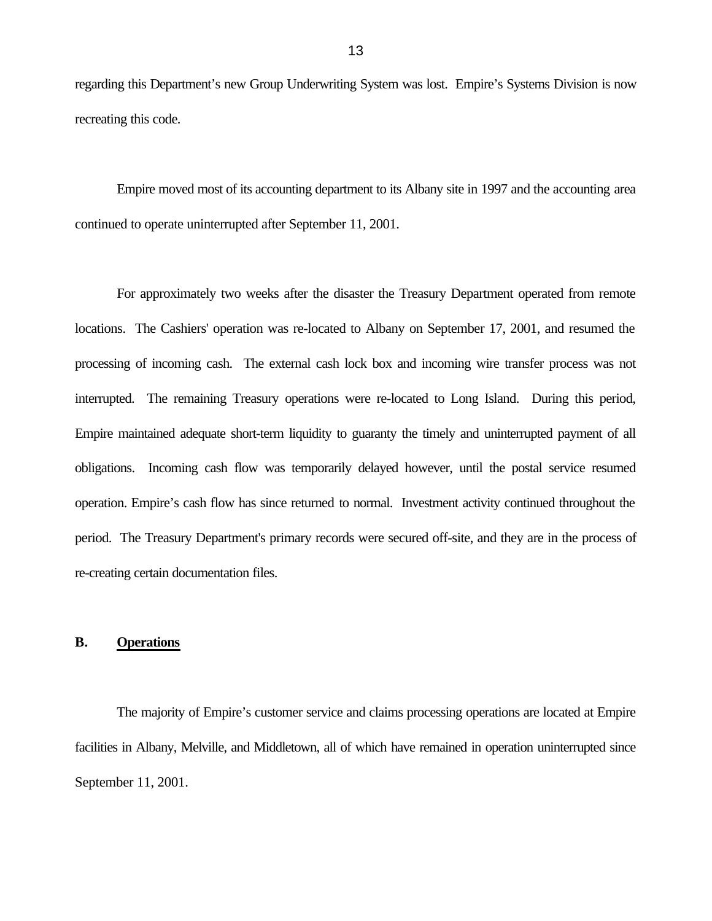regarding this Department's new Group Underwriting System was lost. Empire's Systems Division is now recreating this code.

Empire moved most of its accounting department to its Albany site in 1997 and the accounting area continued to operate uninterrupted after September 11, 2001.

For approximately two weeks after the disaster the Treasury Department operated from remote locations. The Cashiers' operation was re-located to Albany on September 17, 2001, and resumed the processing of incoming cash. The external cash lock box and incoming wire transfer process was not interrupted. The remaining Treasury operations were re-located to Long Island. During this period, Empire maintained adequate short-term liquidity to guaranty the timely and uninterrupted payment of all obligations. Incoming cash flow was temporarily delayed however, until the postal service resumed operation. Empire's cash flow has since returned to normal. Investment activity continued throughout the period. The Treasury Department's primary records were secured off-site, and they are in the process of re-creating certain documentation files.

## B. Operations

The majority of Empire's customer service and claims processing operations are located at Empire facilities in Albany, Melville, and Middletown, all of which have remained in operation uninterrupted since September 11, 2001.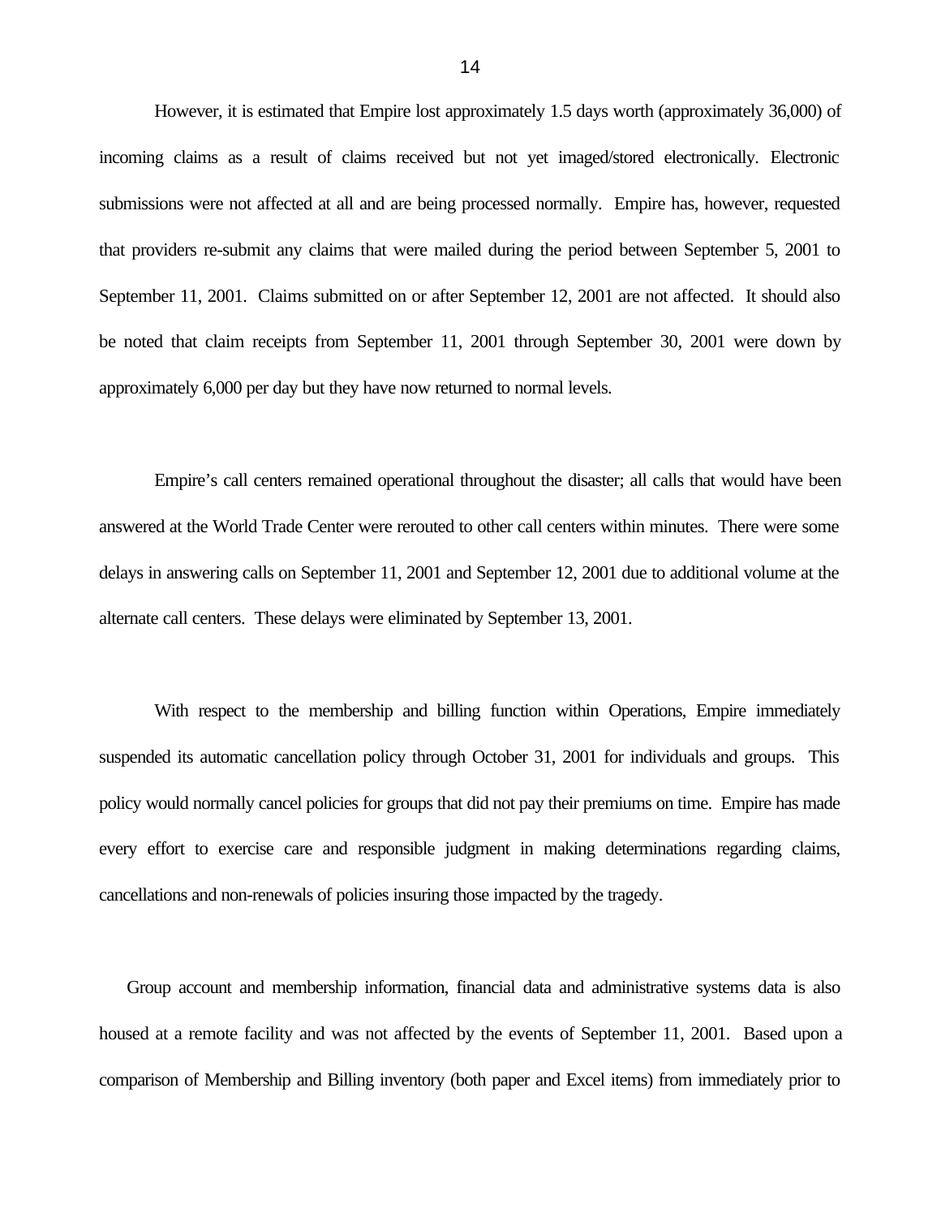However, it is estimated that Empire lost approximately 1.5 days worth (approximately 36,000) of incoming claims as a result of claims received but not yet imaged/stored electronically. Electronic submissions were not affected at all and are being processed normally. Empire has, however, requested that providers re-submit any claims that were mailed during the period between September 5, 2001 to September 11, 2001. Claims submitted on or after September 12, 2001 are not affected. It should also be noted that claim receipts from September 11, 2001 through September 30, 2001 were down by approximately 6,000 per day but they have now returned to normal levels.

Empire's call centers remained operational throughout the disaster; all calls that would have been answered at the World Trade Center were rerouted to other call centers within minutes. There were some delays in answering calls on September 11, 2001 and September 12, 2001 due to additional volume at the alternate call centers. These delays were eliminated by September 13, 2001.

With respect to the membership and billing function within Operations, Empire immediately suspended its automatic cancellation policy through October 31, 2001 for individuals and groups. This policy would normally cancel policies for groups that did not pay their premiums on time. Empire has made every effort to exercise care and responsible judgment in making determinations regarding claims, cancellations and non-renewals of policies insuring those impacted by the tragedy.

Group account and membership information, financial data and administrative systems data is also housed at a remote facility and was not affected by the events of September 11, 2001. Based upon a comparison of Membership and Billing inventory (both paper and Excel items) from immediately prior to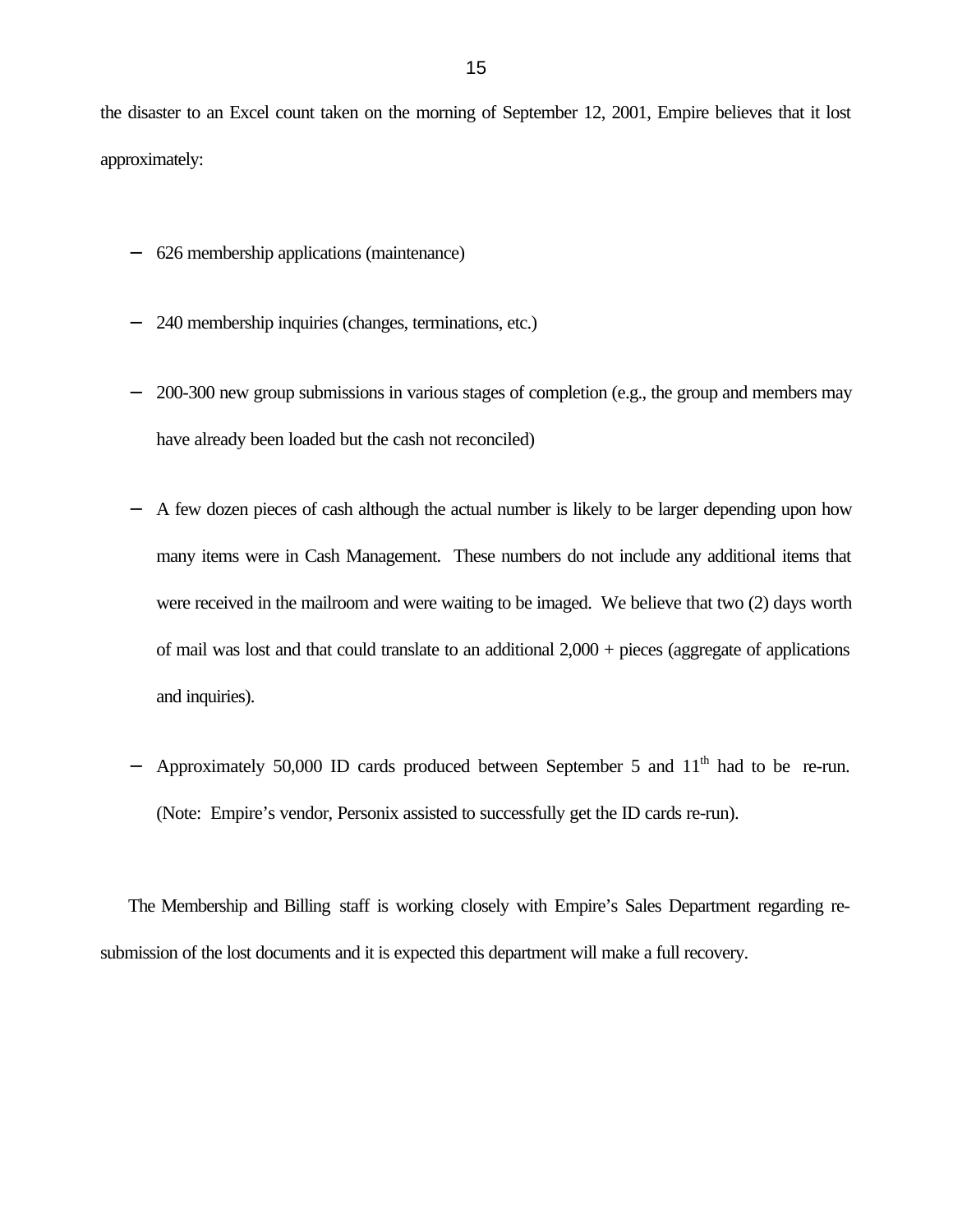the disaster to an Excel count taken on the morning of September 12, 2001, Empire believes that it lost approximately:

- 626 membership applications (maintenance)
- 240 membership inquiries (changes, terminations, etc.)
- 200-300 new group submissions in various stages of completion (e.g., the group and members may have already been loaded but the cash not reconciled)
- A few dozen pieces of cash although the actual number is likely to be larger depending upon how many items were in Cash Management. These numbers do not include any additional items that were received in the mailroom and were waiting to be imaged. We believe that two (2) days worth of mail was lost and that could translate to an additional 2,000 + pieces (aggregate of applications and inquiries).
- Approximately 50,000 ID cards produced between September 5 and 11th had to be re-run. (Note: Empire's vendor, Personix assisted to successfully get the ID cards re-run).

The Membership and Billing staff is working closely with Empire's Sales Department regarding re-submission of the lost documents and it is expected this department will make a full recovery.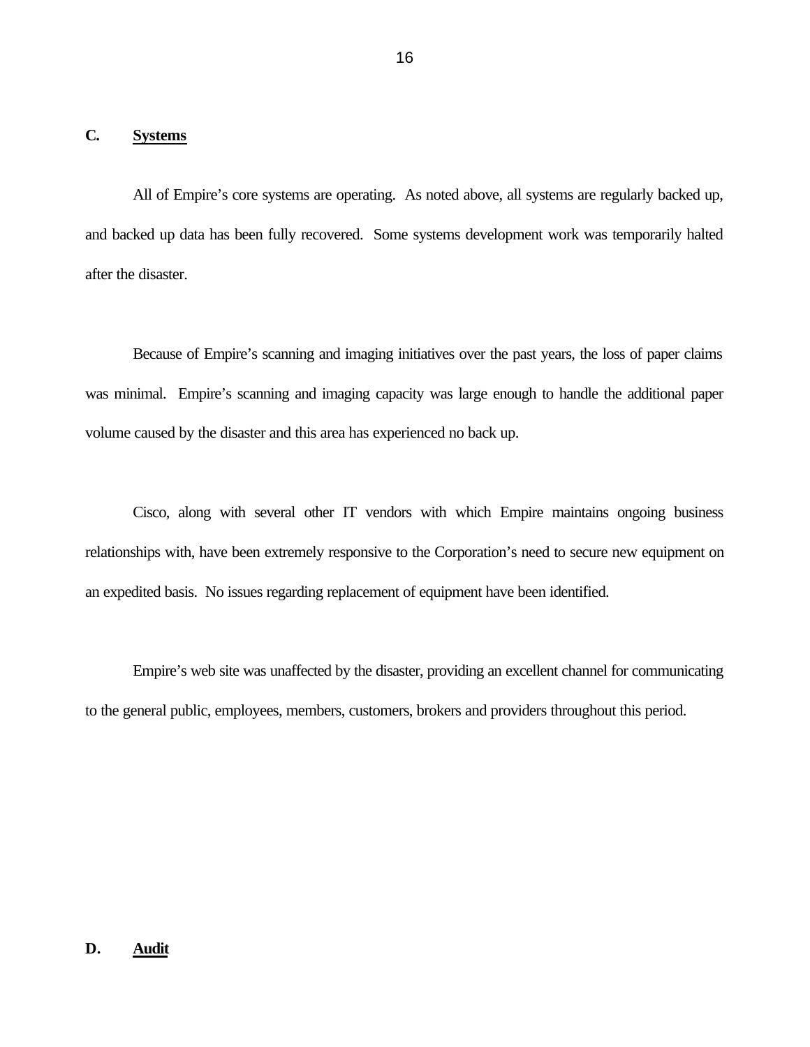## C. Systems

All of Empire's core systems are operating. As noted above, all systems are regularly backed up, and backed up data has been fully recovered. Some systems development work was temporarily halted after the disaster.

Because of Empire's scanning and imaging initiatives over the past years, the loss of paper claims was minimal. Empire's scanning and imaging capacity was large enough to handle the additional paper volume caused by the disaster and this area has experienced no back up.

Cisco, along with several other IT vendors with which Empire maintains ongoing business relationships with, have been extremely responsive to the Corporation's need to secure new equipment on an expedited basis. No issues regarding replacement of equipment have been identified.

Empire's web site was unaffected by the disaster, providing an excellent channel for communicating to the general public, employees, members, customers, brokers and providers throughout this period.

## D. Audit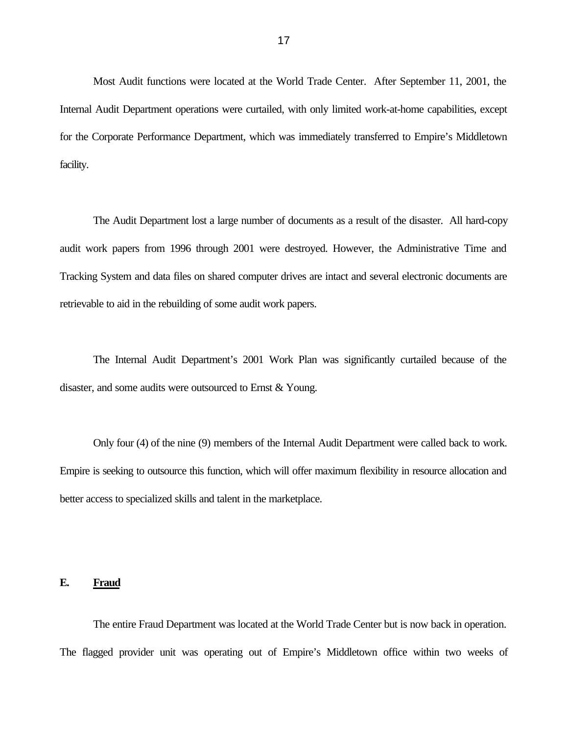Most Audit functions were located at the World Trade Center. After September 11, 2001, the Internal Audit Department operations were curtailed, with only limited work-at-home capabilities, except for the Corporate Performance Department, which was immediately transferred to Empire's Middletown facility.

The Audit Department lost a large number of documents as a result of the disaster. All hard-copy audit work papers from 1996 through 2001 were destroyed. However, the Administrative Time and Tracking System and data files on shared computer drives are intact and several electronic documents are retrievable to aid in the rebuilding of some audit work papers.

The Internal Audit Department's 2001 Work Plan was significantly curtailed because of the disaster, and some audits were outsourced to Ernst & Young.

Only four (4) of the nine (9) members of the Internal Audit Department were called back to work. Empire is seeking to outsource this function, which will offer maximum flexibility in resource allocation and better access to specialized skills and talent in the marketplace.

## E. Fraud

The entire Fraud Department was located at the World Trade Center but is now back in operation. The flagged provider unit was operating out of Empire's Middletown office within two weeks of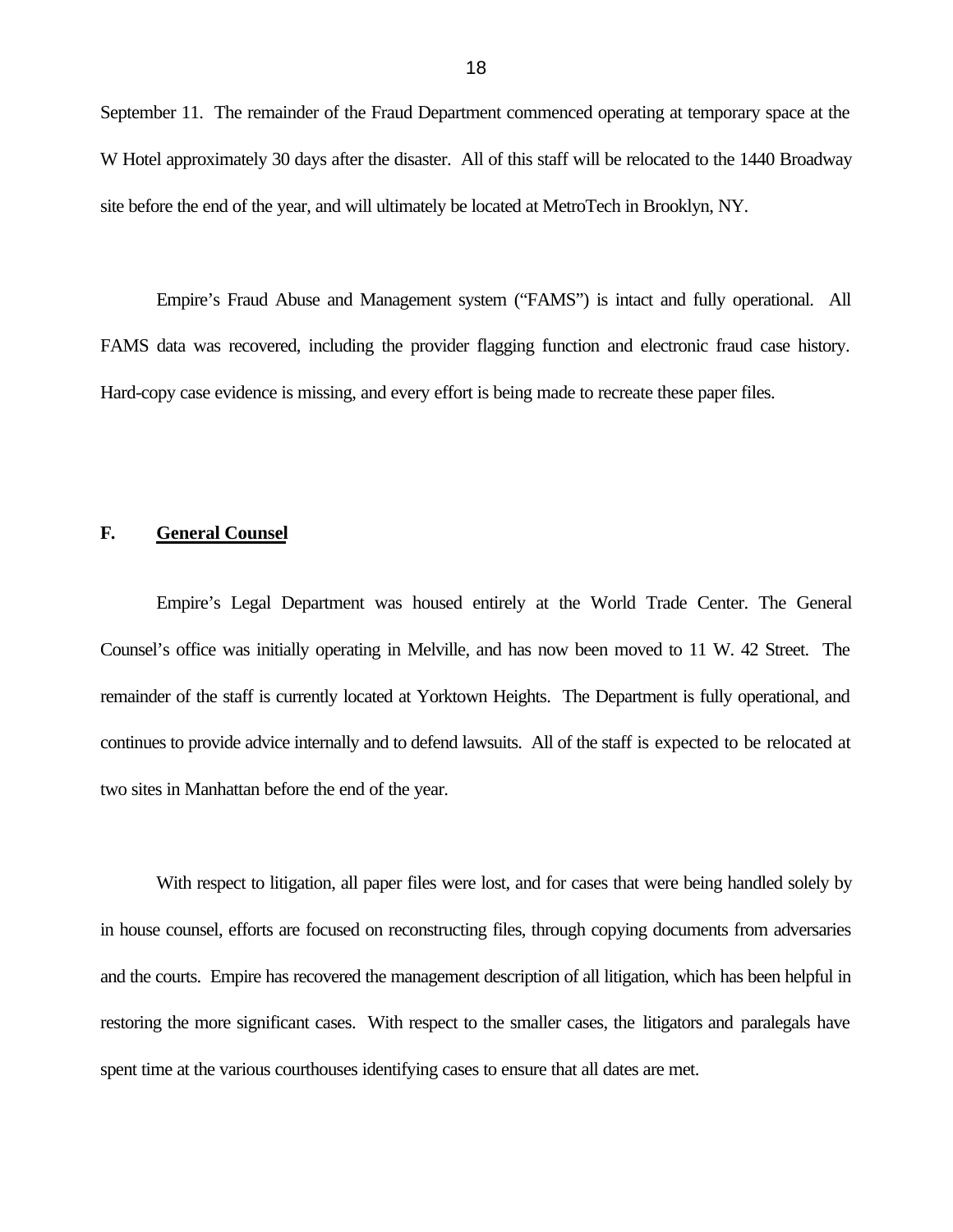September 11. The remainder of the Fraud Department commenced operating at temporary space at the W Hotel approximately 30 days after the disaster. All of this staff will be relocated to the 1440 Broadway site before the end of the year, and will ultimately be located at MetroTech in Brooklyn, NY.

Empire's Fraud Abuse and Management system ("FAMS") is intact and fully operational. All FAMS data was recovered, including the provider flagging function and electronic fraud case history. Hard-copy case evidence is missing, and every effort is being made to recreate these paper files.

### F. <u>General Counsel</u>

Empire's Legal Department was housed entirely at the World Trade Center. The General Counsel's office was initially operating in Melville, and has now been moved to 11 W. 42 Street. The remainder of the staff is currently located at Yorktown Heights. The Department is fully operational, and continues to provide advice internally and to defend lawsuits. All of the staff is expected to be relocated at two sites in Manhattan before the end of the year.

With respect to litigation, all paper files were lost, and for cases that were being handled solely by in house counsel, efforts are focused on reconstructing files, through copying documents from adversaries and the courts. Empire has recovered the management description of all litigation, which has been helpful in restoring the more significant cases. With respect to the smaller cases, the litigators and paralegals have spent time at the various courthouses identifying cases to ensure that all dates are met.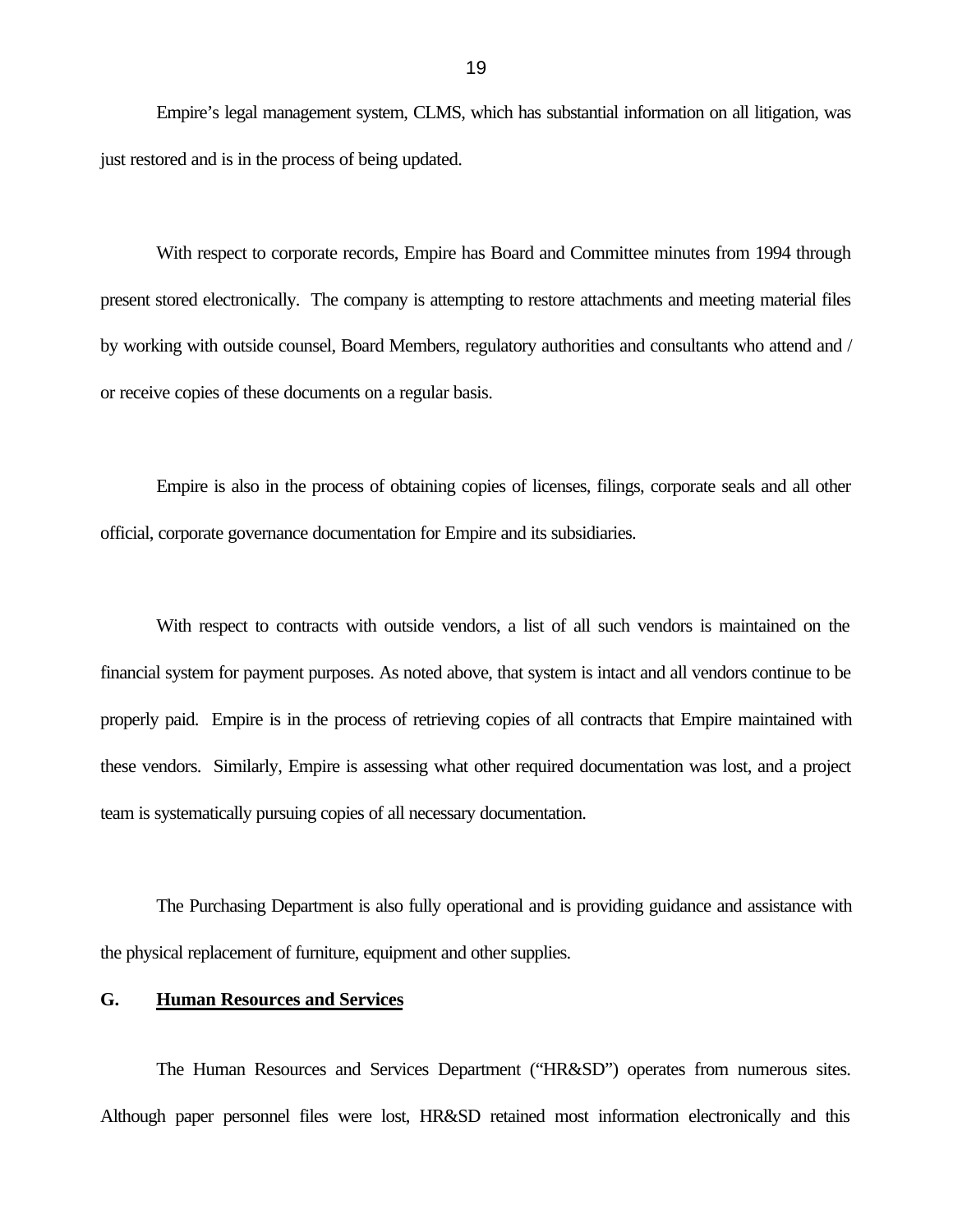Empire's legal management system, CLMS, which has substantial information on all litigation, was just restored and is in the process of being updated.

With respect to corporate records, Empire has Board and Committee minutes from 1994 through present stored electronically. The company is attempting to restore attachments and meeting material files by working with outside counsel, Board Members, regulatory authorities and consultants who attend and / or receive copies of these documents on a regular basis.

Empire is also in the process of obtaining copies of licenses, filings, corporate seals and all other official, corporate governance documentation for Empire and its subsidiaries.

With respect to contracts with outside vendors, a list of all such vendors is maintained on the financial system for payment purposes. As noted above, that system is intact and all vendors continue to be properly paid. Empire is in the process of retrieving copies of all contracts that Empire maintained with these vendors. Similarly, Empire is assessing what other required documentation was lost, and a project team is systematically pursuing copies of all necessary documentation.

The Purchasing Department is also fully operational and is providing guidance and assistance with the physical replacement of furniture, equipment and other supplies.

## G. Human Resources and Services

The Human Resources and Services Department ("HR&SD") operates from numerous sites. Although paper personnel files were lost, HR&SD retained most information electronically and this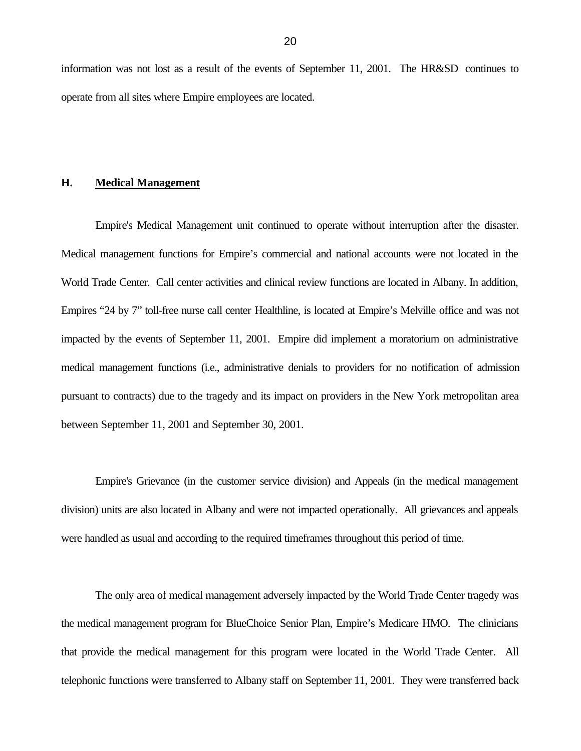information was not lost as a result of the events of September 11, 2001. The HR&SD continues to operate from all sites where Empire employees are located.

### H. Medical Management

Empire's Medical Management unit continued to operate without interruption after the disaster. Medical management functions for Empire's commercial and national accounts were not located in the World Trade Center. Call center activities and clinical review functions are located in Albany. In addition, Empires "24 by 7" toll-free nurse call center Healthline, is located at Empire's Melville office and was not impacted by the events of September 11, 2001. Empire did implement a moratorium on administrative medical management functions (i.e., administrative denials to providers for no notification of admission pursuant to contracts) due to the tragedy and its impact on providers in the New York metropolitan area between September 11, 2001 and September 30, 2001.

Empire's Grievance (in the customer service division) and Appeals (in the medical management division) units are also located in Albany and were not impacted operationally. All grievances and appeals were handled as usual and according to the required timeframes throughout this period of time.

The only area of medical management adversely impacted by the World Trade Center tragedy was the medical management program for BlueChoice Senior Plan, Empire's Medicare HMO. The clinicians that provide the medical management for this program were located in the World Trade Center. All telephonic functions were transferred to Albany staff on September 11, 2001. They were transferred back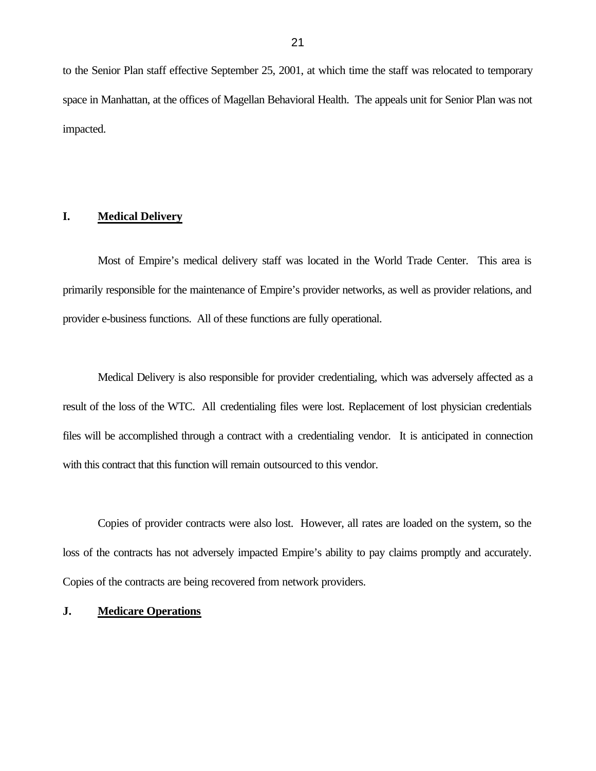to the Senior Plan staff effective September 25, 2001, at which time the staff was relocated to temporary space in Manhattan, at the offices of Magellan Behavioral Health. The appeals unit for Senior Plan was not impacted.

## I. Medical Delivery

Most of Empire's medical delivery staff was located in the World Trade Center. This area is primarily responsible for the maintenance of Empire's provider networks, as well as provider relations, and provider e-business functions. All of these functions are fully operational.

Medical Delivery is also responsible for provider credentialing, which was adversely affected as a result of the loss of the WTC. All credentialing files were lost. Replacement of lost physician credentials files will be accomplished through a contract with a credentialing vendor. It is anticipated in connection with this contract that this function will remain outsourced to this vendor.

Copies of provider contracts were also lost. However, all rates are loaded on the system, so the loss of the contracts has not adversely impacted Empire's ability to pay claims promptly and accurately. Copies of the contracts are being recovered from network providers.

## J. Medicare Operations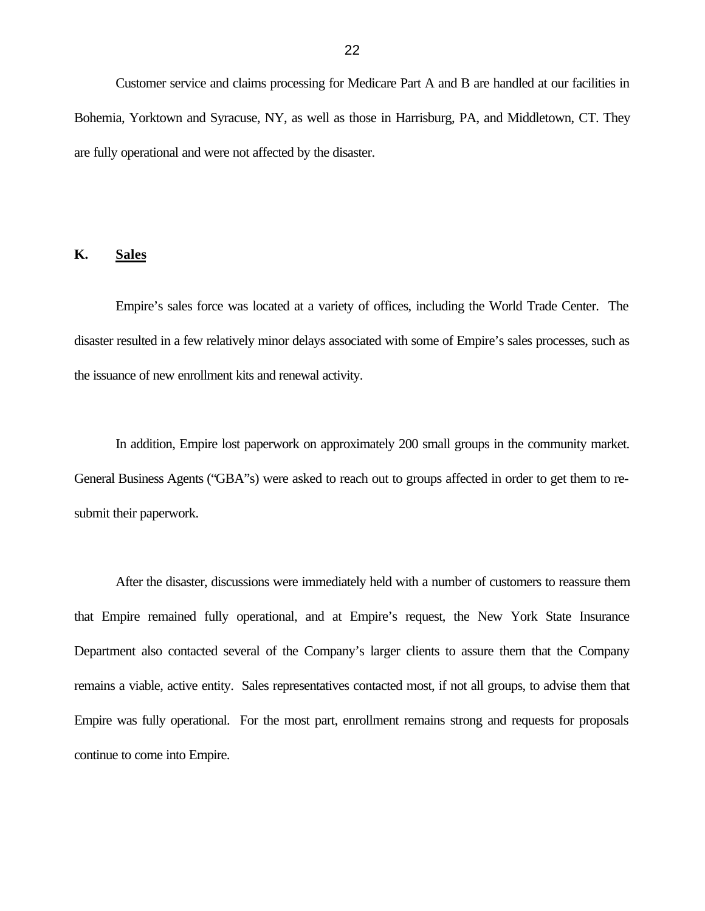Customer service and claims processing for Medicare Part A and B are handled at our facilities in Bohemia, Yorktown and Syracuse, NY, as well as those in Harrisburg, PA, and Middletown, CT. They are fully operational and were not affected by the disaster.

## K. Sales

Empire's sales force was located at a variety of offices, including the World Trade Center. The disaster resulted in a few relatively minor delays associated with some of Empire's sales processes, such as the issuance of new enrollment kits and renewal activity.

In addition, Empire lost paperwork on approximately 200 small groups in the community market. General Business Agents ("GBA"s) were asked to reach out to groups affected in order to get them to re-submit their paperwork.

After the disaster, discussions were immediately held with a number of customers to reassure them that Empire remained fully operational, and at Empire's request, the New York State Insurance Department also contacted several of the Company's larger clients to assure them that the Company remains a viable, active entity. Sales representatives contacted most, if not all groups, to advise them that Empire was fully operational. For the most part, enrollment remains strong and requests for proposals continue to come into Empire.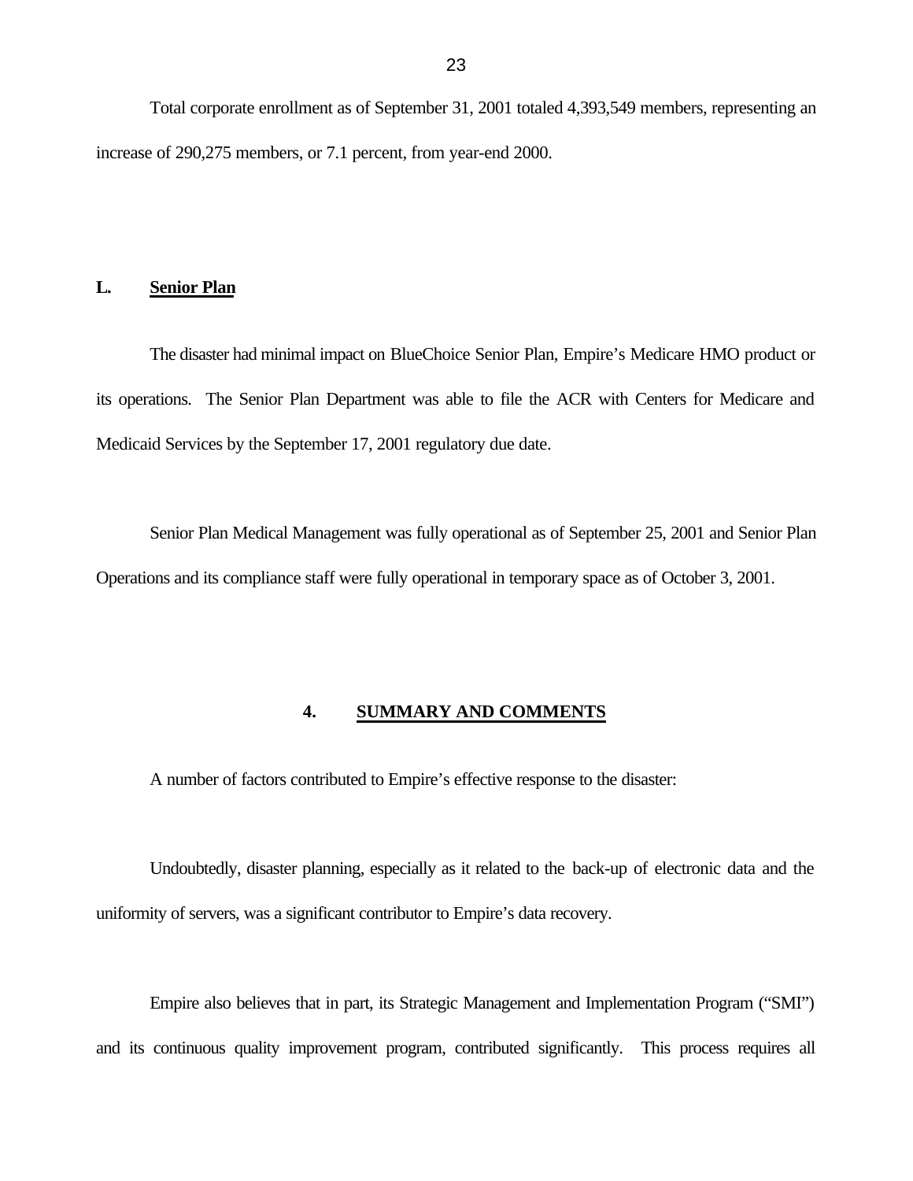Total corporate enrollment as of September 31, 2001 totaled 4,393,549 members, representing an increase of 290,275 members, or 7.1 percent, from year-end 2000.

## L. Senior Plan

The disaster had minimal impact on BlueChoice Senior Plan, Empire's Medicare HMO product or its operations. The Senior Plan Department was able to file the ACR with Centers for Medicare and Medicaid Services by the September 17, 2001 regulatory due date.

Senior Plan Medical Management was fully operational as of September 25, 2001 and Senior Plan Operations and its compliance staff were fully operational in temporary space as of October 3, 2001.

# 4. SUMMARY AND COMMENTS

A number of factors contributed to Empire's effective response to the disaster:

Undoubtedly, disaster planning, especially as it related to the back-up of electronic data and the uniformity of servers, was a significant contributor to Empire's data recovery.

Empire also believes that in part, its Strategic Management and Implementation Program ("SMI") and its continuous quality improvement program, contributed significantly. This process requires all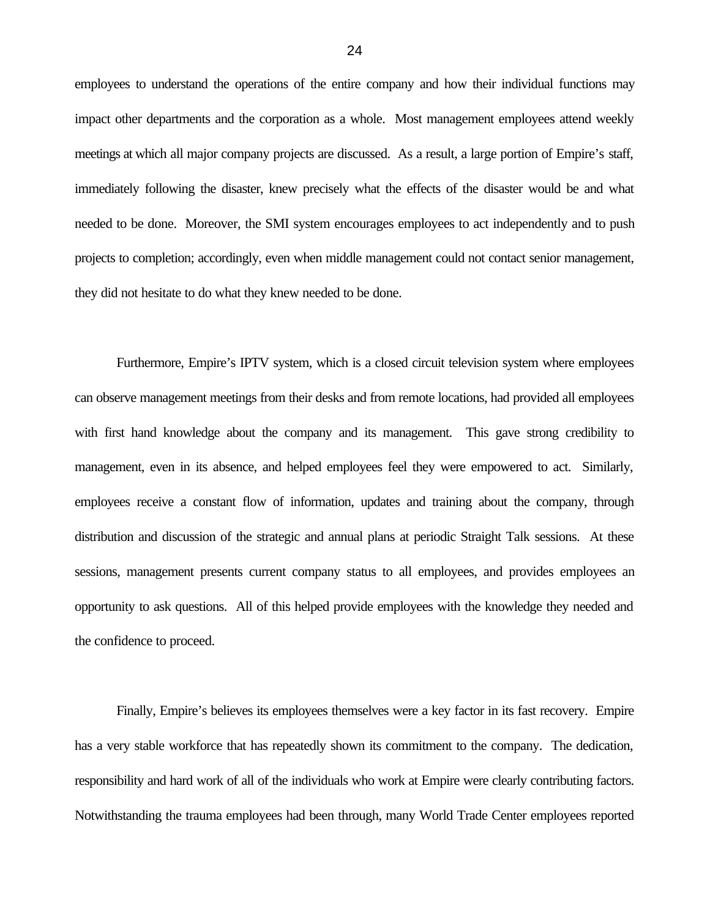employees to understand the operations of the entire company and how their individual functions may impact other departments and the corporation as a whole. Most management employees attend weekly meetings at which all major company projects are discussed. As a result, a large portion of Empire's staff, immediately following the disaster, knew precisely what the effects of the disaster would be and what needed to be done. Moreover, the SMI system encourages employees to act independently and to push projects to completion; accordingly, even when middle management could not contact senior management, they did not hesitate to do what they knew needed to be done.

Furthermore, Empire's IPTV system, which is a closed circuit television system where employees can observe management meetings from their desks and from remote locations, had provided all employees with first hand knowledge about the company and its management. This gave strong credibility to management, even in its absence, and helped employees feel they were empowered to act. Similarly, employees receive a constant flow of information, updates and training about the company, through distribution and discussion of the strategic and annual plans at periodic Straight Talk sessions. At these sessions, management presents current company status to all employees, and provides employees an opportunity to ask questions. All of this helped provide employees with the knowledge they needed and the confidence to proceed.

Finally, Empire's believes its employees themselves were a key factor in its fast recovery. Empire has a very stable workforce that has repeatedly shown its commitment to the company. The dedication, responsibility and hard work of all of the individuals who work at Empire were clearly contributing factors. Notwithstanding the trauma employees had been through, many World Trade Center employees reported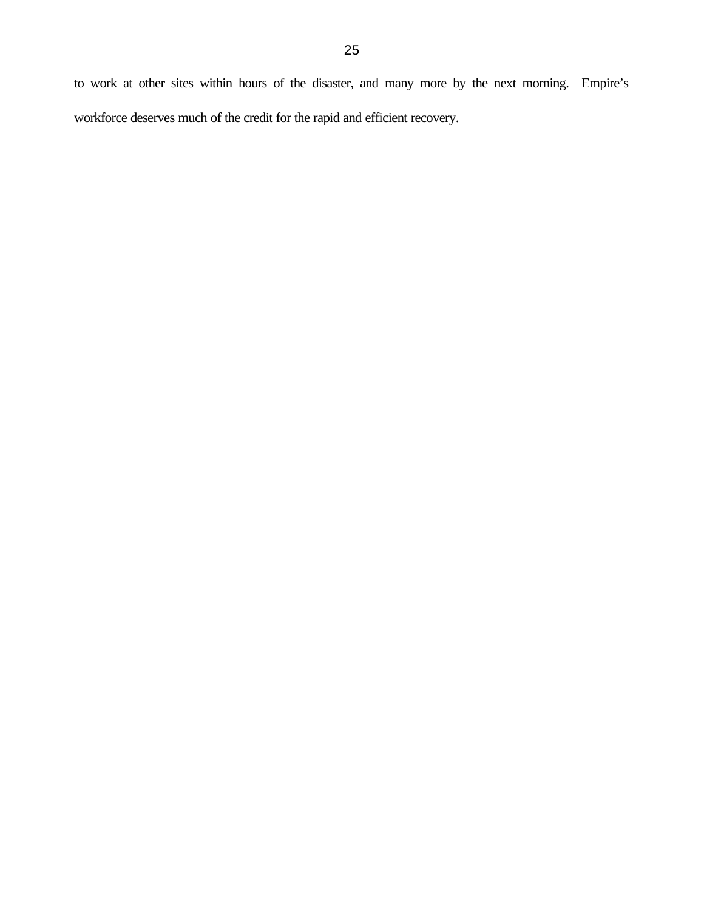to work at other sites within hours of the disaster, and many more by the next morning. Empire's workforce deserves much of the credit for the rapid and efficient recovery.